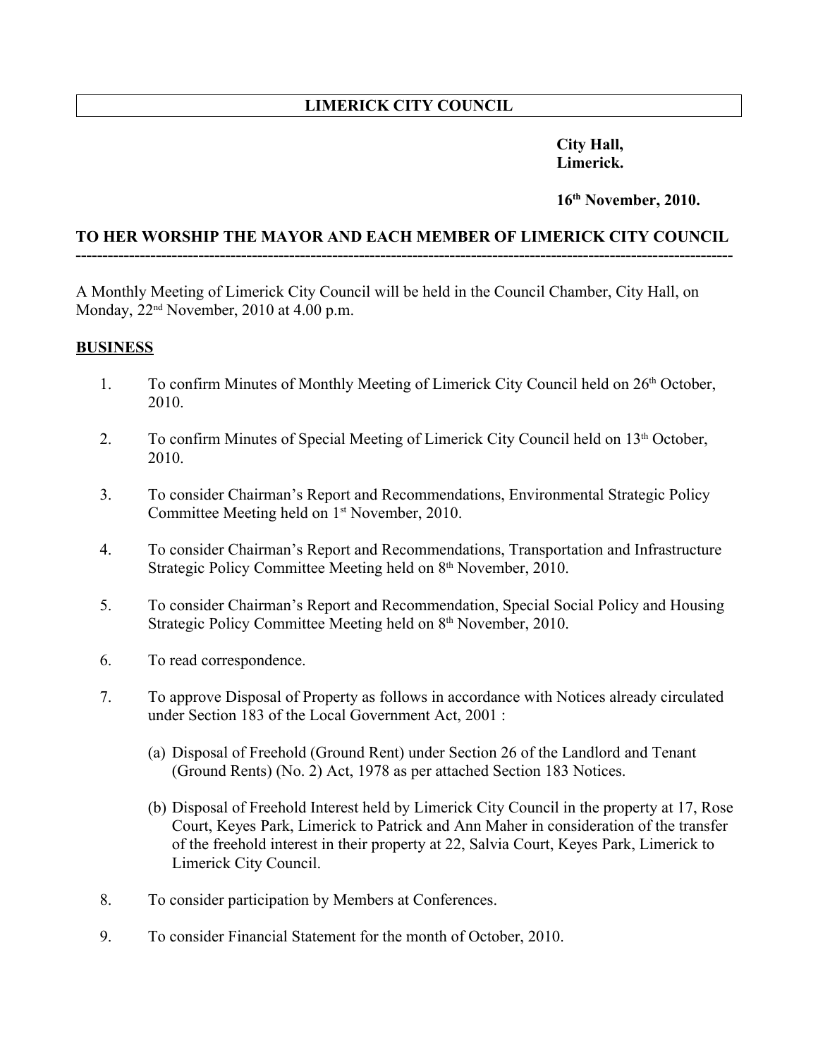# LIMERICK CITY COUNCIL

**City Hall,**
**Limerick.**

**16th November, 2010.**

**TO HER WORSHIP THE MAYOR AND EACH MEMBER OF LIMERICK CITY COUNCIL**

---

A Monthly Meeting of Limerick City Council will be held in the Council Chamber, City Hall, on Monday, 22nd November, 2010 at 4.00 p.m.

## BUSINESS

1. To confirm Minutes of Monthly Meeting of Limerick City Council held on 26th October, 2010.

2. To confirm Minutes of Special Meeting of Limerick City Council held on 13th October, 2010.

3. To consider Chairman's Report and Recommendations, Environmental Strategic Policy Committee Meeting held on 1st November, 2010.

4. To consider Chairman's Report and Recommendations, Transportation and Infrastructure Strategic Policy Committee Meeting held on 8th November, 2010.

5. To consider Chairman's Report and Recommendation, Special Social Policy and Housing Strategic Policy Committee Meeting held on 8th November, 2010.

6. To read correspondence.

7. To approve Disposal of Property as follows in accordance with Notices already circulated under Section 183 of the Local Government Act, 2001 :

   (a) Disposal of Freehold (Ground Rent) under Section 26 of the Landlord and Tenant (Ground Rents) (No. 2) Act, 1978 as per attached Section 183 Notices.

   (b) Disposal of Freehold Interest held by Limerick City Council in the property at 17, Rose Court, Keyes Park, Limerick to Patrick and Ann Maher in consideration of the transfer of the freehold interest in their property at 22, Salvia Court, Keyes Park, Limerick to Limerick City Council.

8. To consider participation by Members at Conferences.

9. To consider Financial Statement for the month of October, 2010.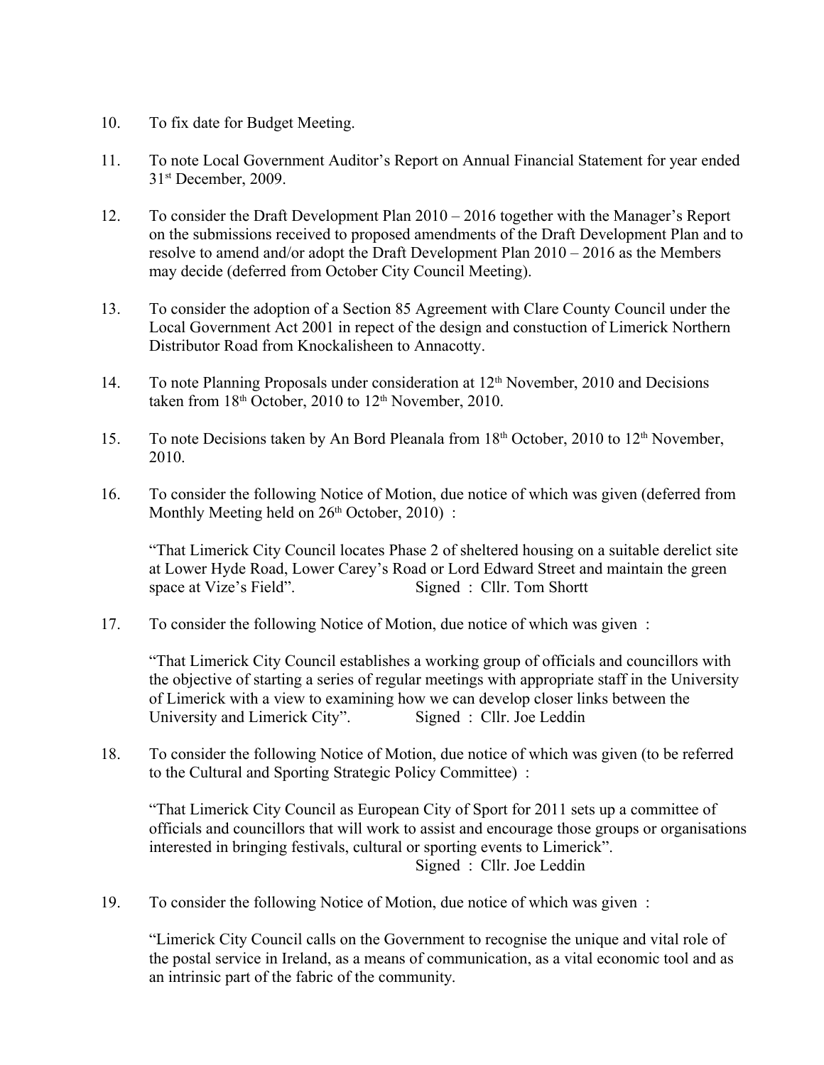10. To fix date for Budget Meeting.

11. To note Local Government Auditor's Report on Annual Financial Statement for year ended 31st December, 2009.

12. To consider the Draft Development Plan 2010 – 2016 together with the Manager's Report on the submissions received to proposed amendments of the Draft Development Plan and to resolve to amend and/or adopt the Draft Development Plan 2010 – 2016 as the Members may decide (deferred from October City Council Meeting).

13. To consider the adoption of a Section 85 Agreement with Clare County Council under the Local Government Act 2001 in repect of the design and constuction of Limerick Northern Distributor Road from Knockalisheen to Annacotty.

14. To note Planning Proposals under consideration at 12th November, 2010 and Decisions taken from 18th October, 2010 to 12th November, 2010.

15. To note Decisions taken by An Bord Pleanala from 18th October, 2010 to 12th November, 2010.

16. To consider the following Notice of Motion, due notice of which was given (deferred from Monthly Meeting held on 26th October, 2010) :

    "That Limerick City Council locates Phase 2 of sheltered housing on a suitable derelict site at Lower Hyde Road, Lower Carey's Road or Lord Edward Street and maintain the green space at Vize's Field". Signed : Cllr. Tom Shortt

17. To consider the following Notice of Motion, due notice of which was given :

    "That Limerick City Council establishes a working group of officials and councillors with the objective of starting a series of regular meetings with appropriate staff in the University of Limerick with a view to examining how we can develop closer links between the University and Limerick City". Signed : Cllr. Joe Leddin

18. To consider the following Notice of Motion, due notice of which was given (to be referred to the Cultural and Sporting Strategic Policy Committee) :

    "That Limerick City Council as European City of Sport for 2011 sets up a committee of officials and councillors that will work to assist and encourage those groups or organisations interested in bringing festivals, cultural or sporting events to Limerick".
    Signed : Cllr. Joe Leddin

19. To consider the following Notice of Motion, due notice of which was given :

    "Limerick City Council calls on the Government to recognise the unique and vital role of the postal service in Ireland, as a means of communication, as a vital economic tool and as an intrinsic part of the fabric of the community.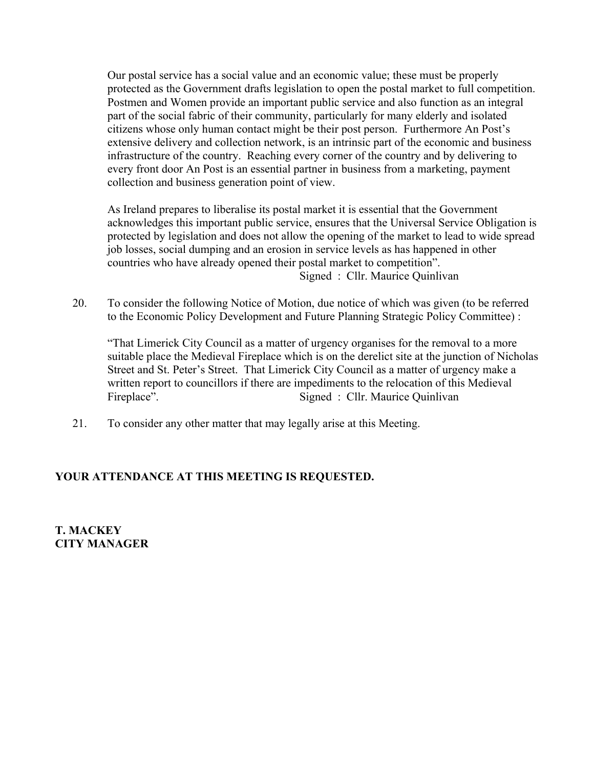Our postal service has a social value and an economic value; these must be properly protected as the Government drafts legislation to open the postal market to full competition. Postmen and Women provide an important public service and also function as an integral part of the social fabric of their community, particularly for many elderly and isolated citizens whose only human contact might be their post person. Furthermore An Post's extensive delivery and collection network, is an intrinsic part of the economic and business infrastructure of the country. Reaching every corner of the country and by delivering to every front door An Post is an essential partner in business from a marketing, payment collection and business generation point of view.

As Ireland prepares to liberalise its postal market it is essential that the Government acknowledges this important public service, ensures that the Universal Service Obligation is protected by legislation and does not allow the opening of the market to lead to wide spread job losses, social dumping and an erosion in service levels as has happened in other countries who have already opened their postal market to competition".

Signed : Cllr. Maurice Quinlivan

20. To consider the following Notice of Motion, due notice of which was given (to be referred to the Economic Policy Development and Future Planning Strategic Policy Committee) :

    "That Limerick City Council as a matter of urgency organises for the removal to a more suitable place the Medieval Fireplace which is on the derelict site at the junction of Nicholas Street and St. Peter's Street. That Limerick City Council as a matter of urgency make a written report to councillors if there are impediments to the relocation of this Medieval Fireplace". Signed : Cllr. Maurice Quinlivan

21. To consider any other matter that may legally arise at this Meeting.

**YOUR ATTENDANCE AT THIS MEETING IS REQUESTED.**

**T. MACKEY**
**CITY MANAGER**